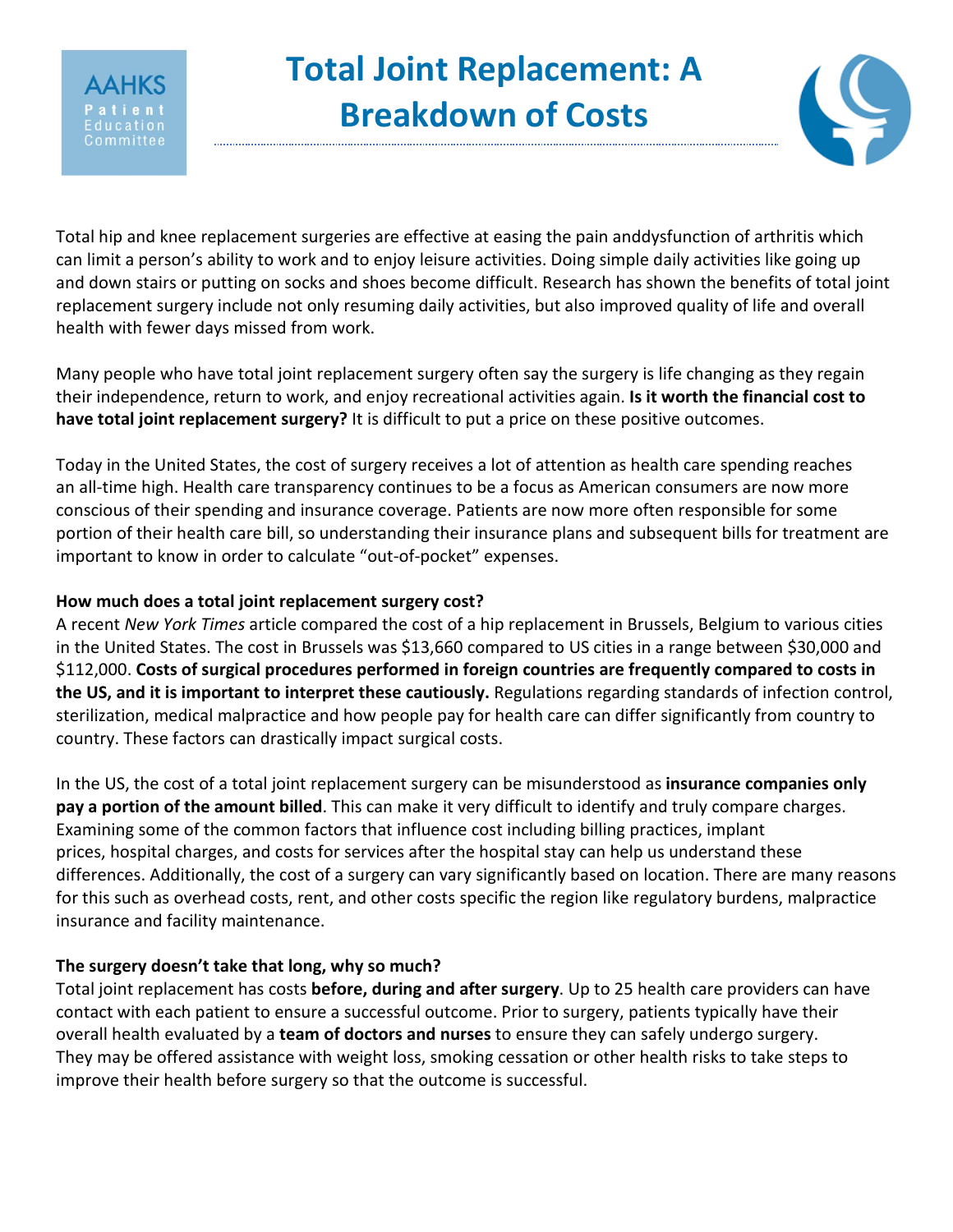AAHKS Patient Education Committee

# Total Joint Replacement: A Breakdown of Costs

Total hip and knee replacement surgeries are effective at easing the pain anddysfunction of arthritis which can limit a person's ability to work and to enjoy leisure activities. Doing simple daily activities like going up and down stairs or putting on socks and shoes become difficult. Research has shown the benefits of total joint replacement surgery include not only resuming daily activities, but also improved quality of life and overall health with fewer days missed from work.

Many people who have total joint replacement surgery often say the surgery is life changing as they regain their independence, return to work, and enjoy recreational activities again. **Is it worth the financial cost to have total joint replacement surgery?** It is difficult to put a price on these positive outcomes.

Today in the United States, the cost of surgery receives a lot of attention as health care spending reaches an all-time high. Health care transparency continues to be a focus as American consumers are now more conscious of their spending and insurance coverage. Patients are now more often responsible for some portion of their health care bill, so understanding their insurance plans and subsequent bills for treatment are important to know in order to calculate "out-of-pocket" expenses.

**How much does a total joint replacement surgery cost?**

A recent *New York Times* article compared the cost of a hip replacement in Brussels, Belgium to various cities in the United States. The cost in Brussels was $13,660 compared to US cities in a range between $30,000 and $112,000. **Costs of surgical procedures performed in foreign countries are frequently compared to costs in the US, and it is important to interpret these cautiously.** Regulations regarding standards of infection control, sterilization, medical malpractice and how people pay for health care can differ significantly from country to country. These factors can drastically impact surgical costs.

In the US, the cost of a total joint replacement surgery can be misunderstood as **insurance companies only pay a portion of the amount billed**. This can make it very difficult to identify and truly compare charges. Examining some of the common factors that influence cost including billing practices, implant prices, hospital charges, and costs for services after the hospital stay can help us understand these differences. Additionally, the cost of a surgery can vary significantly based on location. There are many reasons for this such as overhead costs, rent, and other costs specific the region like regulatory burdens, malpractice insurance and facility maintenance.

**The surgery doesn't take that long, why so much?**

Total joint replacement has costs **before, during and after surgery**. Up to 25 health care providers can have contact with each patient to ensure a successful outcome. Prior to surgery, patients typically have their overall health evaluated by a **team of doctors and nurses** to ensure they can safely undergo surgery. They may be offered assistance with weight loss, smoking cessation or other health risks to take steps to improve their health before surgery so that the outcome is successful.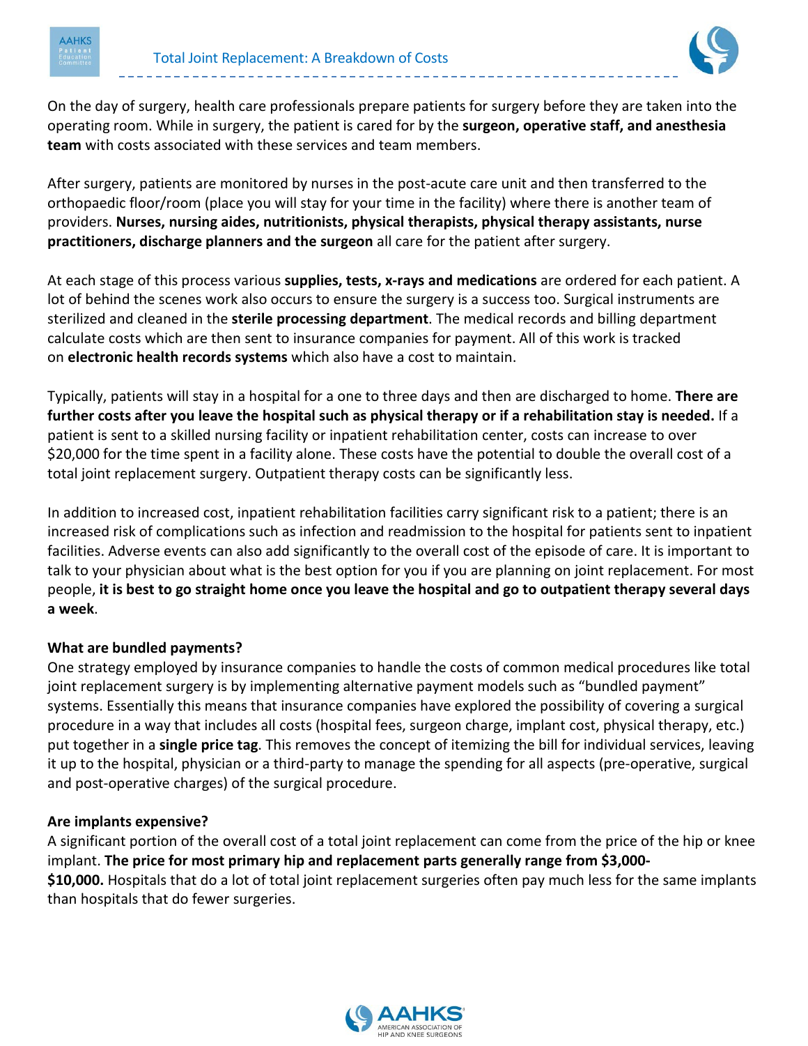On the day of surgery, health care professionals prepare patients for surgery before they are taken into the operating room. While in surgery, the patient is cared for by the **surgeon, operative staff, and anesthesia team** with costs associated with these services and team members.

After surgery, patients are monitored by nurses in the post-acute care unit and then transferred to the orthopaedic floor/room (place you will stay for your time in the facility) where there is another team of providers. **Nurses, nursing aides, nutritionists, physical therapists, physical therapy assistants, nurse practitioners, discharge planners and the surgeon** all care for the patient after surgery.

At each stage of this process various **supplies, tests, x-rays and medications** are ordered for each patient. A lot of behind the scenes work also occurs to ensure the surgery is a success too. Surgical instruments are sterilized and cleaned in the **sterile processing department**. The medical records and billing department calculate costs which are then sent to insurance companies for payment. All of this work is tracked on **electronic health records systems** which also have a cost to maintain.

Typically, patients will stay in a hospital for a one to three days and then are discharged to home. **There are further costs after you leave the hospital such as physical therapy or if a rehabilitation stay is needed.** If a patient is sent to a skilled nursing facility or inpatient rehabilitation center, costs can increase to over $20,000 for the time spent in a facility alone. These costs have the potential to double the overall cost of a total joint replacement surgery. Outpatient therapy costs can be significantly less.

In addition to increased cost, inpatient rehabilitation facilities carry significant risk to a patient; there is an increased risk of complications such as infection and readmission to the hospital for patients sent to inpatient facilities. Adverse events can also add significantly to the overall cost of the episode of care. It is important to talk to your physician about what is the best option for you if you are planning on joint replacement. For most people, **it is best to go straight home once you leave the hospital and go to outpatient therapy several days a week**.

**What are bundled payments?**

One strategy employed by insurance companies to handle the costs of common medical procedures like total joint replacement surgery is by implementing alternative payment models such as "bundled payment" systems. Essentially this means that insurance companies have explored the possibility of covering a surgical procedure in a way that includes all costs (hospital fees, surgeon charge, implant cost, physical therapy, etc.) put together in a **single price tag**. This removes the concept of itemizing the bill for individual services, leaving it up to the hospital, physician or a third-party to manage the spending for all aspects (pre-operative, surgical and post-operative charges) of the surgical procedure.

**Are implants expensive?**

A significant portion of the overall cost of a total joint replacement can come from the price of the hip or knee implant. **The price for most primary hip and replacement parts generally range from $3,000-$10,000.** Hospitals that do a lot of total joint replacement surgeries often pay much less for the same implants than hospitals that do fewer surgeries.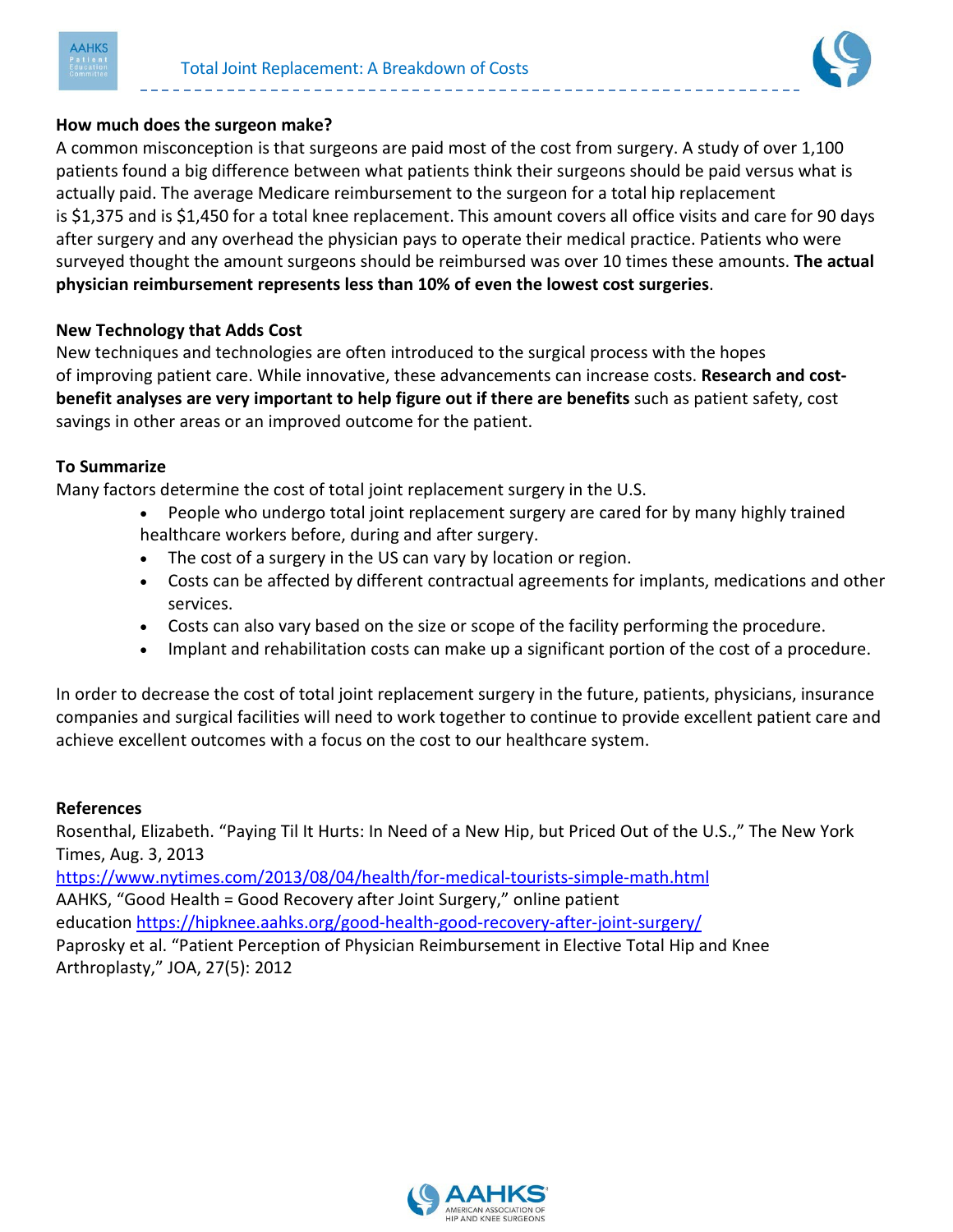### How much does the surgeon make?

A common misconception is that surgeons are paid most of the cost from surgery. A study of over 1,100 patients found a big difference between what patients think their surgeons should be paid versus what is actually paid. The average Medicare reimbursement to the surgeon for a total hip replacement is $1,375 and is $1,450 for a total knee replacement. This amount covers all office visits and care for 90 days after surgery and any overhead the physician pays to operate their medical practice. Patients who were surveyed thought the amount surgeons should be reimbursed was over 10 times these amounts. **The actual physician reimbursement represents less than 10% of even the lowest cost surgeries**.

### New Technology that Adds Cost

New techniques and technologies are often introduced to the surgical process with the hopes of improving patient care. While innovative, these advancements can increase costs. **Research and cost-benefit analyses are very important to help figure out if there are benefits** such as patient safety, cost savings in other areas or an improved outcome for the patient.

### To Summarize

Many factors determine the cost of total joint replacement surgery in the U.S.

- People who undergo total joint replacement surgery are cared for by many highly trained healthcare workers before, during and after surgery.
- The cost of a surgery in the US can vary by location or region.
- Costs can be affected by different contractual agreements for implants, medications and other services.
- Costs can also vary based on the size or scope of the facility performing the procedure.
- Implant and rehabilitation costs can make up a significant portion of the cost of a procedure.

In order to decrease the cost of total joint replacement surgery in the future, patients, physicians, insurance companies and surgical facilities will need to work together to continue to provide excellent patient care and achieve excellent outcomes with a focus on the cost to our healthcare system.

### References

Rosenthal, Elizabeth. "Paying Til It Hurts: In Need of a New Hip, but Priced Out of the U.S.," The New York Times, Aug. 3, 2013
https://www.nytimes.com/2013/08/04/health/for-medical-tourists-simple-math.html

AAHKS, "Good Health = Good Recovery after Joint Surgery," online patient education https://hipknee.aahks.org/good-health-good-recovery-after-joint-surgery/

Paprosky et al. "Patient Perception of Physician Reimbursement in Elective Total Hip and Knee Arthroplasty," JOA, 27(5): 2012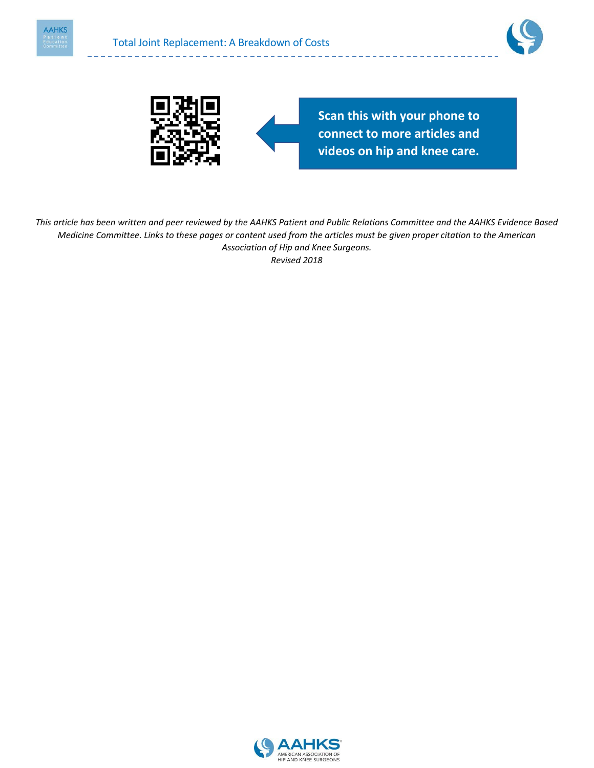**Scan this with your phone to connect to more articles and videos on hip and knee care.**

*This article has been written and peer reviewed by the AAHKS Patient and Public Relations Committee and the AAHKS Evidence Based Medicine Committee. Links to these pages or content used from the articles must be given proper citation to the American Association of Hip and Knee Surgeons.*

*Revised 2018*